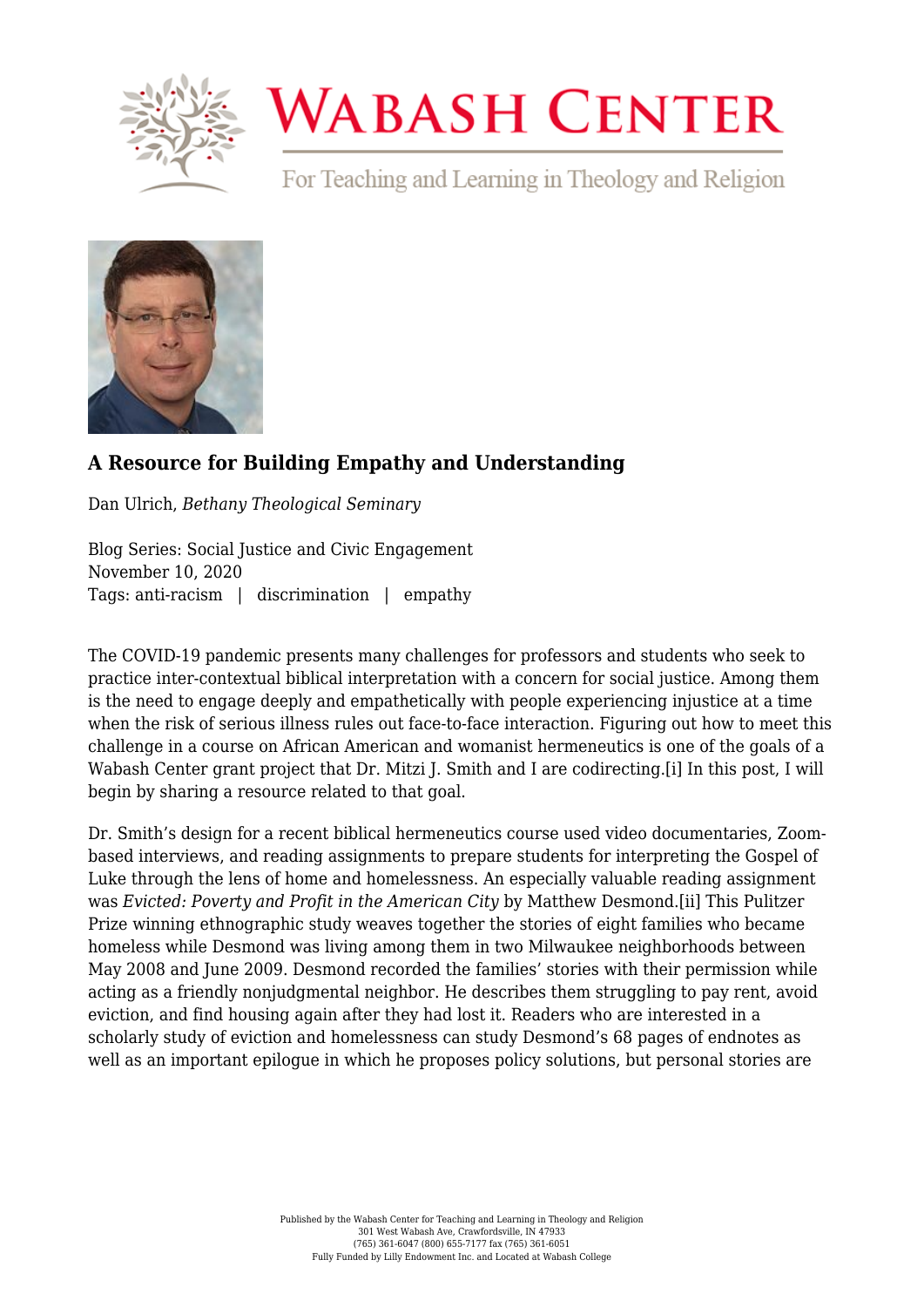# A Resource for Building Empathy and Understanding

Dan Ulrich, *Bethany Theological Seminary*

Blog Series: Social Justice and Civic Engagement
November 10, 2020
Tags: anti-racism | discrimination | empathy

The COVID-19 pandemic presents many challenges for professors and students who seek to practice inter-contextual biblical interpretation with a concern for social justice. Among them is the need to engage deeply and empathetically with people experiencing injustice at a time when the risk of serious illness rules out face-to-face interaction. Figuring out how to meet this challenge in a course on African American and womanist hermeneutics is one of the goals of a Wabash Center grant project that Dr. Mitzi J. Smith and I are codirecting.[i] In this post, I will begin by sharing a resource related to that goal.

Dr. Smith's design for a recent biblical hermeneutics course used video documentaries, Zoom-based interviews, and reading assignments to prepare students for interpreting the Gospel of Luke through the lens of home and homelessness. An especially valuable reading assignment was *Evicted: Poverty and Profit in the American City* by Matthew Desmond.[ii] This Pulitzer Prize winning ethnographic study weaves together the stories of eight families who became homeless while Desmond was living among them in two Milwaukee neighborhoods between May 2008 and June 2009. Desmond recorded the families' stories with their permission while acting as a friendly nonjudgmental neighbor. He describes them struggling to pay rent, avoid eviction, and find housing again after they had lost it. Readers who are interested in a scholarly study of eviction and homelessness can study Desmond's 68 pages of endnotes as well as an important epilogue in which he proposes policy solutions, but personal stories are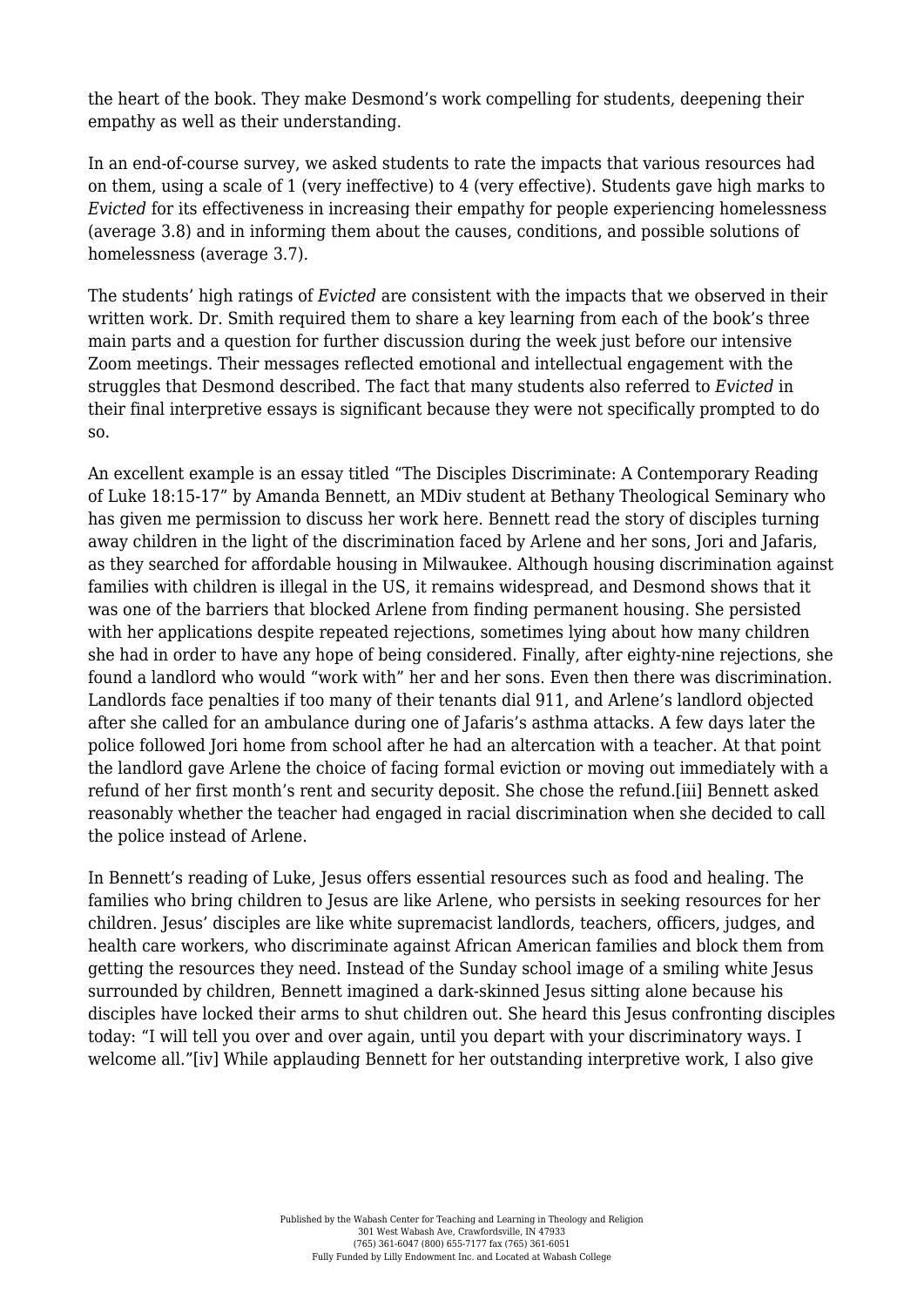the heart of the book. They make Desmond's work compelling for students, deepening their empathy as well as their understanding.

In an end-of-course survey, we asked students to rate the impacts that various resources had on them, using a scale of 1 (very ineffective) to 4 (very effective). Students gave high marks to *Evicted* for its effectiveness in increasing their empathy for people experiencing homelessness (average 3.8) and in informing them about the causes, conditions, and possible solutions of homelessness (average 3.7).

The students' high ratings of *Evicted* are consistent with the impacts that we observed in their written work. Dr. Smith required them to share a key learning from each of the book's three main parts and a question for further discussion during the week just before our intensive Zoom meetings. Their messages reflected emotional and intellectual engagement with the struggles that Desmond described. The fact that many students also referred to *Evicted* in their final interpretive essays is significant because they were not specifically prompted to do so.

An excellent example is an essay titled "The Disciples Discriminate: A Contemporary Reading of Luke 18:15-17" by Amanda Bennett, an MDiv student at Bethany Theological Seminary who has given me permission to discuss her work here. Bennett read the story of disciples turning away children in the light of the discrimination faced by Arlene and her sons, Jori and Jafaris, as they searched for affordable housing in Milwaukee. Although housing discrimination against families with children is illegal in the US, it remains widespread, and Desmond shows that it was one of the barriers that blocked Arlene from finding permanent housing. She persisted with her applications despite repeated rejections, sometimes lying about how many children she had in order to have any hope of being considered. Finally, after eighty-nine rejections, she found a landlord who would "work with" her and her sons. Even then there was discrimination. Landlords face penalties if too many of their tenants dial 911, and Arlene's landlord objected after she called for an ambulance during one of Jafaris's asthma attacks. A few days later the police followed Jori home from school after he had an altercation with a teacher. At that point the landlord gave Arlene the choice of facing formal eviction or moving out immediately with a refund of her first month's rent and security deposit. She chose the refund.[iii] Bennett asked reasonably whether the teacher had engaged in racial discrimination when she decided to call the police instead of Arlene.

In Bennett's reading of Luke, Jesus offers essential resources such as food and healing. The families who bring children to Jesus are like Arlene, who persists in seeking resources for her children. Jesus' disciples are like white supremacist landlords, teachers, officers, judges, and health care workers, who discriminate against African American families and block them from getting the resources they need. Instead of the Sunday school image of a smiling white Jesus surrounded by children, Bennett imagined a dark-skinned Jesus sitting alone because his disciples have locked their arms to shut children out. She heard this Jesus confronting disciples today: "I will tell you over and over again, until you depart with your discriminatory ways. I welcome all."[iv] While applauding Bennett for her outstanding interpretive work, I also give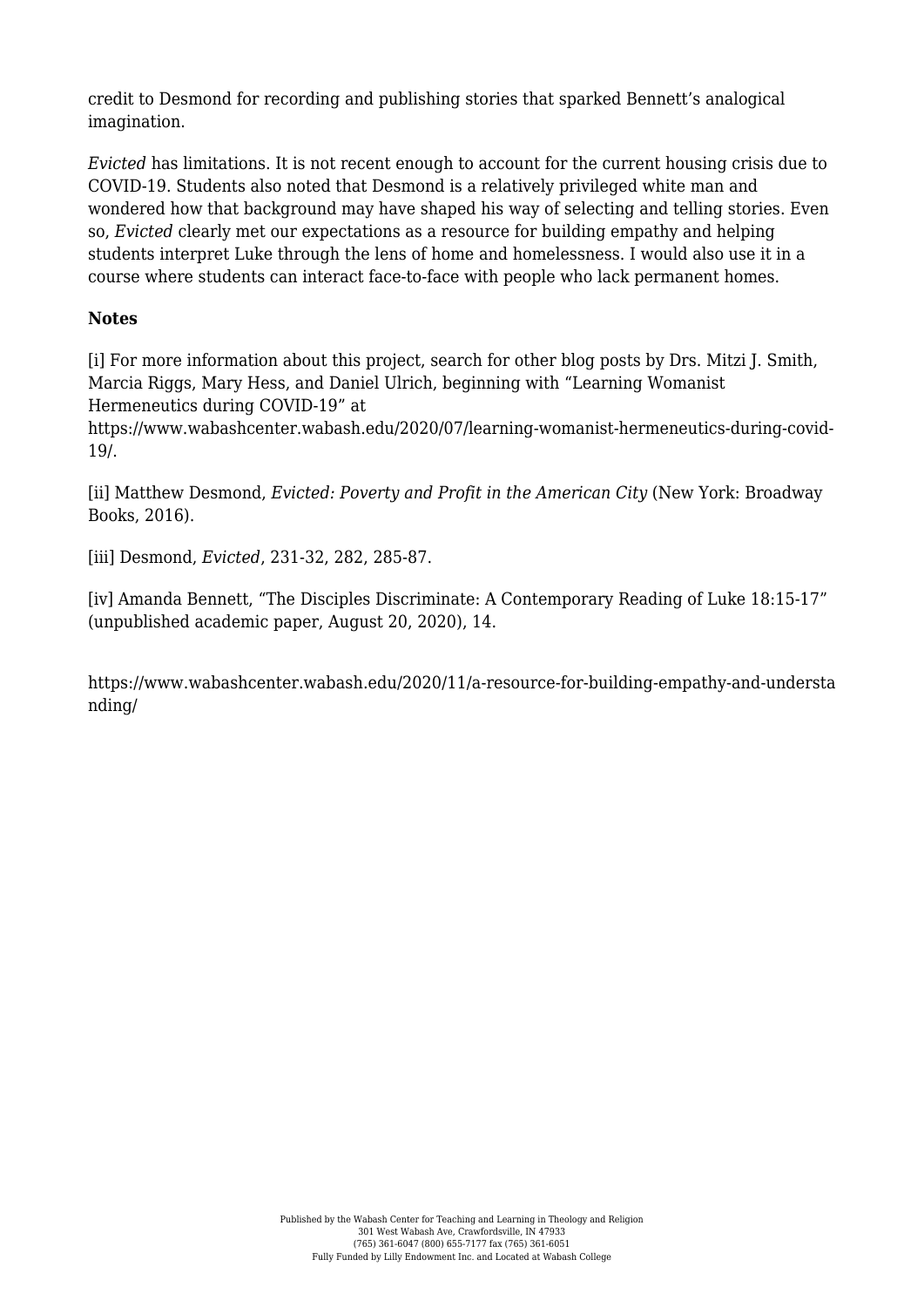credit to Desmond for recording and publishing stories that sparked Bennett's analogical imagination.

*Evicted* has limitations. It is not recent enough to account for the current housing crisis due to COVID-19. Students also noted that Desmond is a relatively privileged white man and wondered how that background may have shaped his way of selecting and telling stories. Even so, *Evicted* clearly met our expectations as a resource for building empathy and helping students interpret Luke through the lens of home and homelessness. I would also use it in a course where students can interact face-to-face with people who lack permanent homes.

**Notes**

[i] For more information about this project, search for other blog posts by Drs. Mitzi J. Smith, Marcia Riggs, Mary Hess, and Daniel Ulrich, beginning with "Learning Womanist Hermeneutics during COVID-19" at https://www.wabashcenter.wabash.edu/2020/07/learning-womanist-hermeneutics-during-covid-19/.

[ii] Matthew Desmond, *Evicted: Poverty and Profit in the American City* (New York: Broadway Books, 2016).

[iii] Desmond, *Evicted*, 231-32, 282, 285-87.

[iv] Amanda Bennett, "The Disciples Discriminate: A Contemporary Reading of Luke 18:15-17" (unpublished academic paper, August 20, 2020), 14.

https://www.wabashcenter.wabash.edu/2020/11/a-resource-for-building-empathy-and-understanding/